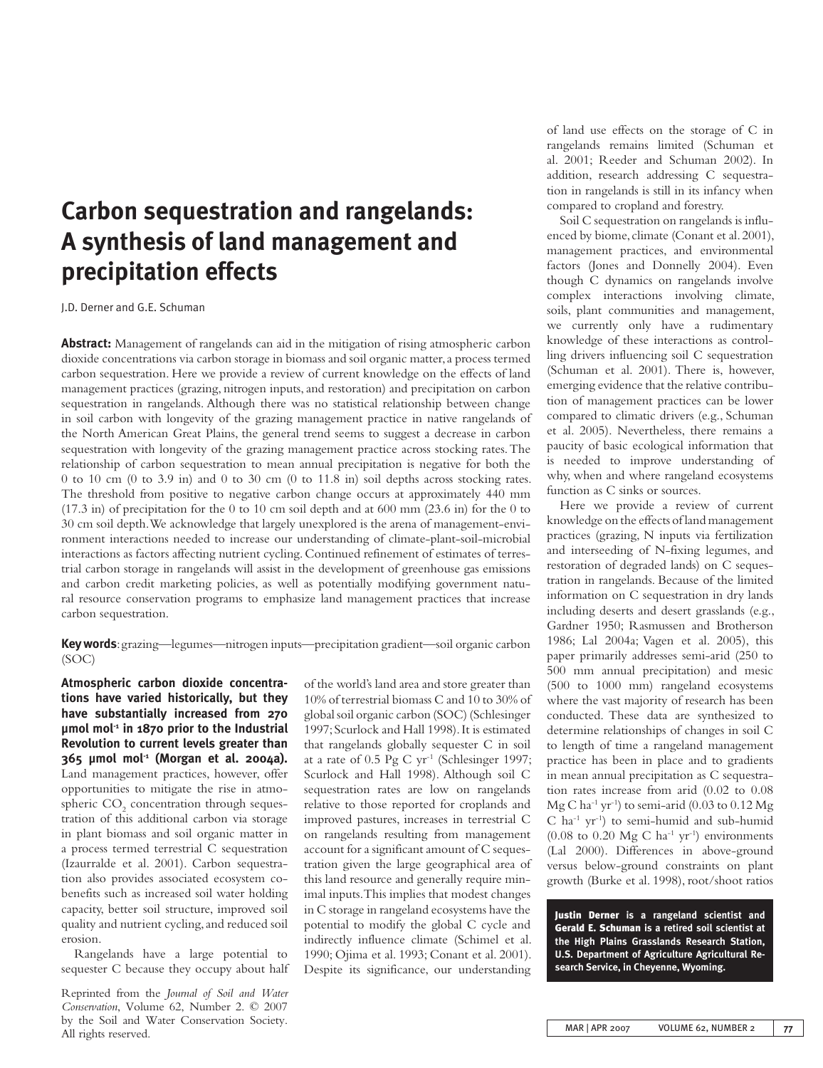# Carbon sequestration and rangelands: A synthesis of land management and precipitation effects

J.D. Derner and G.E. Schuman

**Abstract:** Management of rangelands can aid in the mitigation of rising atmospheric carbon dioxide concentrations via carbon storage in biomass and soil organic matter, a process termed carbon sequestration. Here we provide a review of current knowledge on the effects of land management practices (grazing, nitrogen inputs, and restoration) and precipitation on carbon sequestration in rangelands. Although there was no statistical relationship between change in soil carbon with longevity of the grazing management practice in native rangelands of the North American Great Plains, the general trend seems to suggest a decrease in carbon sequestration with longevity of the grazing management practice across stocking rates. The relationship of carbon sequestration to mean annual precipitation is negative for both the 0 to 10 cm (0 to 3.9 in) and 0 to 30 cm (0 to 11.8 in) soil depths across stocking rates. The threshold from positive to negative carbon change occurs at approximately 440 mm (17.3 in) of precipitation for the 0 to 10 cm soil depth and at 600 mm (23.6 in) for the 0 to 30 cm soil depth. We acknowledge that largely unexplored is the arena of management-environment interactions needed to increase our understanding of climate-plant-soil-microbial interactions as factors affecting nutrient cycling. Continued refinement of estimates of terrestrial carbon storage in rangelands will assist in the development of greenhouse gas emissions and carbon credit marketing policies, as well as potentially modifying government natural resource conservation programs to emphasize land management practices that increase carbon sequestration.

**Key words**: grazing—legumes—nitrogen inputs—precipitation gradient—soil organic carbon (SOC)

**Atmospheric carbon dioxide concentrations have varied historically, but they have substantially increased from 270 µmol mol$^{-1}$ in 1870 prior to the Industrial Revolution to current levels greater than 365 µmol mol$^{-1}$ (Morgan et al. 2004a).** Land management practices, however, offer opportunities to mitigate the rise in atmospheric $CO_2$ concentration through sequestration of this additional carbon via storage in plant biomass and soil organic matter in a process termed terrestrial C sequestration (Izaurralde et al. 2001). Carbon sequestration also provides associated ecosystem co-benefits such as increased soil water holding capacity, better soil structure, improved soil quality and nutrient cycling, and reduced soil erosion.

Rangelands have a large potential to sequester C because they occupy about half of the world's land area and store greater than 10% of terrestrial biomass C and 10 to 30% of global soil organic carbon (SOC) (Schlesinger 1997; Scurlock and Hall 1998). It is estimated that rangelands globally sequester C in soil at a rate of 0.5 Pg C yr$^{-1}$ (Schlesinger 1997; Scurlock and Hall 1998). Although soil C sequestration rates are low on rangelands relative to those reported for croplands and improved pastures, increases in terrestrial C on rangelands resulting from management account for a significant amount of C sequestration given the large geographical area of this land resource and generally require minimal inputs. This implies that modest changes in C storage in rangeland ecosystems have the potential to modify the global C cycle and indirectly influence climate (Schimel et al. 1990; Ojima et al. 1993; Conant et al. 2001). Despite its significance, our understanding of land use effects on the storage of C in rangelands remains limited (Schuman et al. 2001; Reeder and Schuman 2002). In addition, research addressing C sequestration in rangelands is still in its infancy when compared to cropland and forestry.

Soil C sequestration on rangelands is influenced by biome, climate (Conant et al. 2001), management practices, and environmental factors (Jones and Donnelly 2004). Even though C dynamics on rangelands involve complex interactions involving climate, soils, plant communities and management, we currently only have a rudimentary knowledge of these interactions as controlling drivers influencing soil C sequestration (Schuman et al. 2001). There is, however, emerging evidence that the relative contribution of management practices can be lower compared to climatic drivers (e.g., Schuman et al. 2005). Nevertheless, there remains a paucity of basic ecological information that is needed to improve understanding of why, when and where rangeland ecosystems function as C sinks or sources.

Here we provide a review of current knowledge on the effects of land management practices (grazing, N inputs via fertilization and interseeding of N-fixing legumes, and restoration of degraded lands) on C sequestration in rangelands. Because of the limited information on C sequestration in dry lands including deserts and desert grasslands (e.g., Gardner 1950; Rasmussen and Brotherson 1986; Lal 2004a; Vagen et al. 2005), this paper primarily addresses semi-arid (250 to 500 mm annual precipitation) and mesic (500 to 1000 mm) rangeland ecosystems where the vast majority of research has been conducted. These data are synthesized to determine relationships of changes in soil C to length of time a rangeland management practice has been in place and to gradients in mean annual precipitation as C sequestration rates increase from arid (0.02 to 0.08 Mg C ha$^{-1}$ yr$^{-1}$) to semi-arid (0.03 to 0.12 Mg C ha$^{-1}$ yr$^{-1}$) to semi-humid and sub-humid (0.08 to 0.20 Mg C ha$^{-1}$ yr$^{-1}$) environments (Lal 2000). Differences in above-ground versus below-ground constraints on plant growth (Burke et al. 1998), root/shoot ratios

**Justin Derner** is a rangeland scientist and **Gerald E. Schuman** is a retired soil scientist at the High Plains Grasslands Research Station, U.S. Department of Agriculture Agricultural Research Service, in Cheyenne, Wyoming.

Reprinted from the *Journal of Soil and Water Conservation*, Volume 62, Number 2. © 2007 by the Soil and Water Conservation Society. All rights reserved.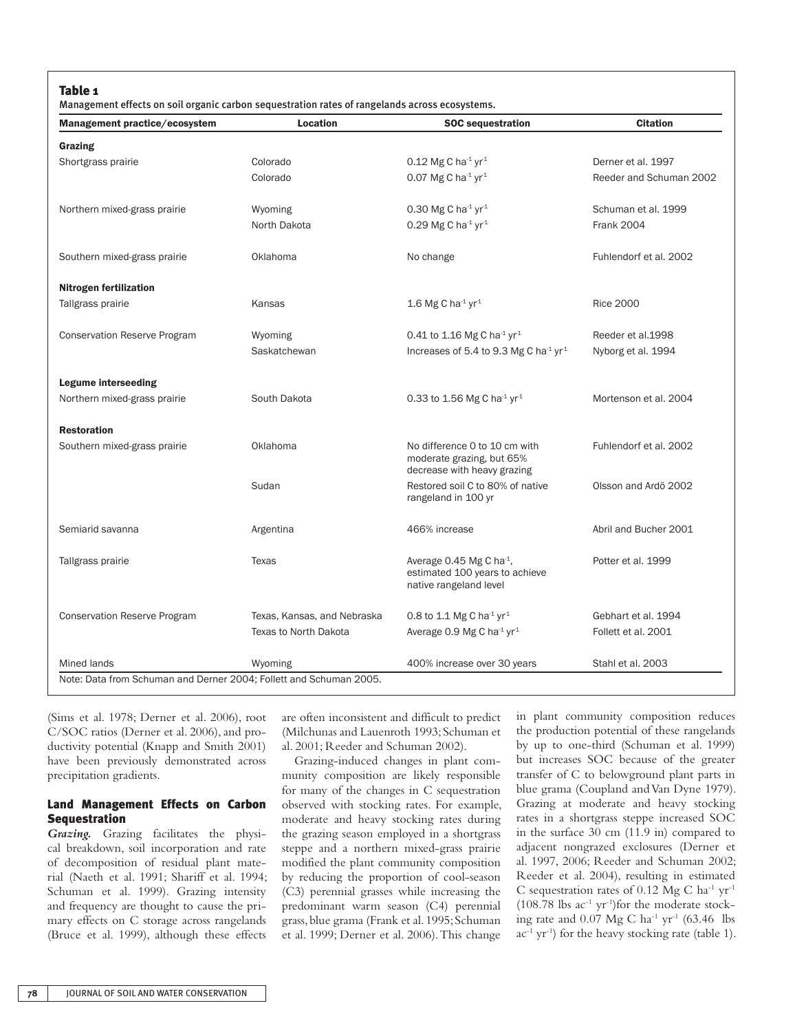**Table 1**

Management effects on soil organic carbon sequestration rates of rangelands across ecosystems.

| Management practice/ecosystem | Location | SOC sequestration | Citation |
|---|---|---|---|
| **Grazing** | | | |
| Shortgrass prairie | Colorado | 0.12 Mg C $ha^{-1}$ $yr^{-1}$ | Derner et al. 1997 |
| | Colorado | 0.07 Mg C $ha^{-1}$ $yr^{-1}$ | Reeder and Schuman 2002 |
| Northern mixed-grass prairie | Wyoming | 0.30 Mg C $ha^{-1}$ $yr^{-1}$ | Schuman et al. 1999 |
| | North Dakota | 0.29 Mg C $ha^{-1}$ $yr^{-1}$ | Frank 2004 |
| Southern mixed-grass prairie | Oklahoma | No change | Fuhlendorf et al. 2002 |
| **Nitrogen fertilization** | | | |
| Tallgrass prairie | Kansas | 1.6 Mg C $ha^{-1}$ $yr^{-1}$ | Rice 2000 |
| Conservation Reserve Program | Wyoming | 0.41 to 1.16 Mg C $ha^{-1}$ $yr^{-1}$ | Reeder et al.1998 |
| | Saskatchewan | Increases of 5.4 to 9.3 Mg C $ha^{-1}$ $yr^{-1}$ | Nyborg et al. 1994 |
| **Legume interseeding** | | | |
| Northern mixed-grass prairie | South Dakota | 0.33 to 1.56 Mg C $ha^{-1}$ $yr^{-1}$ | Mortenson et al. 2004 |
| **Restoration** | | | |
| Southern mixed-grass prairie | Oklahoma | No difference 0 to 10 cm with moderate grazing, but 65% decrease with heavy grazing | Fuhlendorf et al. 2002 |
| | Sudan | Restored soil C to 80% of native rangeland in 100 yr | Olsson and Ardö 2002 |
| Semiarid savanna | Argentina | 466% increase | Abril and Bucher 2001 |
| Tallgrass prairie | Texas | Average 0.45 Mg C $ha^{-1}$, estimated 100 years to achieve native rangeland level | Potter et al. 1999 |
| Conservation Reserve Program | Texas, Kansas, and Nebraska | 0.8 to 1.1 Mg C $ha^{-1}$ $yr^{-1}$ | Gebhart et al. 1994 |
| | Texas to North Dakota | Average 0.9 Mg C $ha^{-1}$ $yr^{-1}$ | Follett et al. 2001 |
| Mined lands | Wyoming | 400% increase over 30 years | Stahl et al. 2003 |

Note: Data from Schuman and Derner 2004; Follett and Schuman 2005.

(Sims et al. 1978; Derner et al. 2006), root C/SOC ratios (Derner et al. 2006), and productivity potential (Knapp and Smith 2001) have been previously demonstrated across precipitation gradients.

## Land Management Effects on Carbon Sequestration

***Grazing.*** Grazing facilitates the physical breakdown, soil incorporation and rate of decomposition of residual plant material (Naeth et al. 1991; Shariff et al. 1994; Schuman et al. 1999). Grazing intensity and frequency are thought to cause the primary effects on C storage across rangelands (Bruce et al. 1999), although these effects are often inconsistent and difficult to predict (Milchunas and Lauenroth 1993; Schuman et al. 2001; Reeder and Schuman 2002).

Grazing-induced changes in plant community composition are likely responsible for many of the changes in C sequestration observed with stocking rates. For example, moderate and heavy stocking rates during the grazing season employed in a shortgrass steppe and a northern mixed-grass prairie modified the plant community composition by reducing the proportion of cool-season (C3) perennial grasses while increasing the predominant warm season (C4) perennial grass, blue grama (Frank et al. 1995; Schuman et al. 1999; Derner et al. 2006). This change in plant community composition reduces the production potential of these rangelands by up to one-third (Schuman et al. 1999) but increases SOC because of the greater transfer of C to belowground plant parts in blue grama (Coupland and Van Dyne 1979). Grazing at moderate and heavy stocking rates in a shortgrass steppe increased SOC in the surface 30 cm (11.9 in) compared to adjacent nongrazed exclosures (Derner et al. 1997, 2006; Reeder and Schuman 2002; Reeder et al. 2004), resulting in estimated C sequestration rates of 0.12 Mg C $ha^{-1}$ $yr^{-1}$ (108.78 lbs $ac^{-1}$ $yr^{-1}$)for the moderate stocking rate and 0.07 Mg C $ha^{-1}$ $yr^{-1}$ (63.46 lbs $ac^{-1}$ $yr^{-1}$) for the heavy stocking rate (table 1).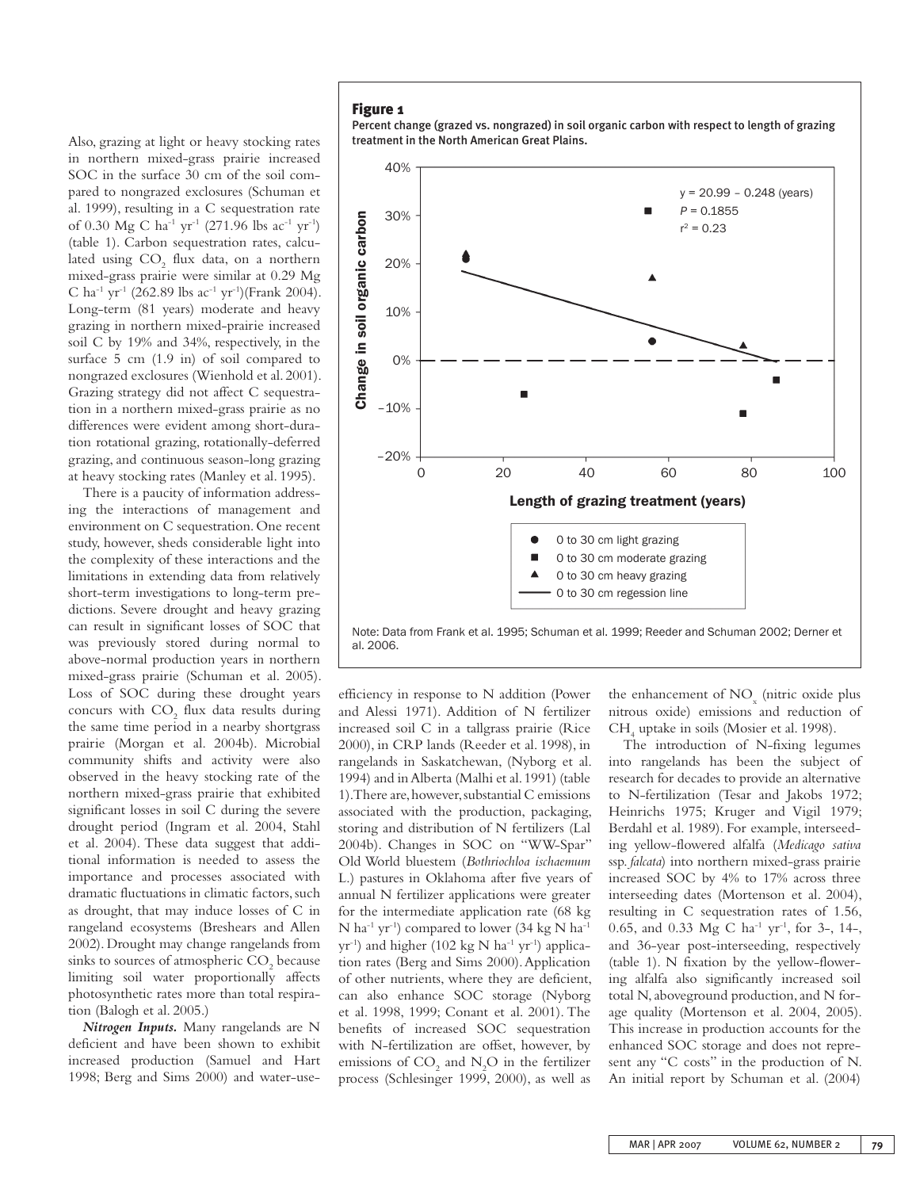Also, grazing at light or heavy stocking rates in northern mixed-grass prairie increased SOC in the surface 30 cm of the soil compared to nongrazed exclosures (Schuman et al. 1999), resulting in a C sequestration rate of 0.30 Mg C $ha^{-1}$ $yr^{-1}$ (271.96 lbs $ac^{-1}$ $yr^{-1}$) (table 1). Carbon sequestration rates, calculated using $CO_2$ flux data, on a northern mixed-grass prairie were similar at 0.29 Mg C $ha^{-1}$ $yr^{-1}$ (262.89 lbs $ac^{-1}$ $yr^{-1}$)(Frank 2004). Long-term (81 years) moderate and heavy grazing in northern mixed-prairie increased soil C by 19% and 34%, respectively, in the surface 5 cm (1.9 in) of soil compared to nongrazed exclosures (Wienhold et al. 2001). Grazing strategy did not affect C sequestration in a northern mixed-grass prairie as no differences were evident among short-duration rotational grazing, rotationally-deferred grazing, and continuous season-long grazing at heavy stocking rates (Manley et al. 1995).

There is a paucity of information addressing the interactions of management and environment on C sequestration. One recent study, however, sheds considerable light into the complexity of these interactions and the limitations in extending data from relatively short-term investigations to long-term predictions. Severe drought and heavy grazing can result in significant losses of SOC that was previously stored during normal to above-normal production years in northern mixed-grass prairie (Schuman et al. 2005). Loss of SOC during these drought years concurs with $CO_2$ flux data results during the same time period in a nearby shortgrass prairie (Morgan et al. 2004b). Microbial community shifts and activity were also observed in the heavy stocking rate of the northern mixed-grass prairie that exhibited significant losses in soil C during the severe drought period (Ingram et al. 2004, Stahl et al. 2004). These data suggest that additional information is needed to assess the importance and processes associated with dramatic fluctuations in climatic factors, such as drought, that may induce losses of C in rangeland ecosystems (Breshears and Allen 2002). Drought may change rangelands from sinks to sources of atmospheric $CO_2$ because limiting soil water proportionally affects photosynthetic rates more than total respiration (Balogh et al. 2005.)

**Figure 1**

**Percent change (grazed vs. nongrazed) in soil organic carbon with respect to length of grazing treatment in the North American Great Plains.**

Note: Data from Frank et al. 1995; Schuman et al. 1999; Reeder and Schuman 2002; Derner et al. 2006.

***Nitrogen Inputs.*** Many rangelands are N deficient and have been shown to exhibit increased production (Samuel and Hart 1998; Berg and Sims 2000) and water-use-efficiency in response to N addition (Power and Alessi 1971). Addition of N fertilizer increased soil C in a tallgrass prairie (Rice 2000), in CRP lands (Reeder et al. 1998), in rangelands in Saskatchewan, (Nyborg et al. 1994) and in Alberta (Malhi et al. 1991) (table 1). There are, however, substantial C emissions associated with the production, packaging, storing and distribution of N fertilizers (Lal 2004b). Changes in SOC on "WW-Spar" Old World bluestem (*Bothriochloa ischaemum* L.) pastures in Oklahoma after five years of annual N fertilizer applications were greater for the intermediate application rate (68 kg N $ha^{-1}$ $yr^{-1}$) compared to lower (34 kg N $ha^{-1}$ $yr^{-1}$) and higher (102 kg N $ha^{-1}$ $yr^{-1}$) application rates (Berg and Sims 2000). Application of other nutrients, where they are deficient, can also enhance SOC storage (Nyborg et al. 1998, 1999; Conant et al. 2001). The benefits of increased SOC sequestration with N-fertilization are offset, however, by emissions of $CO_2$ and $N_2O$ in the fertilizer process (Schlesinger 1999, 2000), as well as the enhancement of $NO_x$ (nitric oxide plus nitrous oxide) emissions and reduction of $CH_4$ uptake in soils (Mosier et al. 1998).

The introduction of N-fixing legumes into rangelands has been the subject of research for decades to provide an alternative to N-fertilization (Tesar and Jakobs 1972; Heinrichs 1975; Kruger and Vigil 1979; Berdahl et al. 1989). For example, interseeding yellow-flowered alfalfa (*Medicago sativa* ssp. *falcata*) into northern mixed-grass prairie increased SOC by 4% to 17% across three interseeding dates (Mortenson et al. 2004), resulting in C sequestration rates of 1.56, 0.65, and 0.33 Mg C $ha^{-1}$ $yr^{-1}$, for 3-, 14-, and 36-year post-interseeding, respectively (table 1). N fixation by the yellow-flowering alfalfa also significantly increased soil total N, aboveground production, and N forage quality (Mortenson et al. 2004, 2005). This increase in production accounts for the enhanced SOC storage and does not represent any "C costs" in the production of N. An initial report by Schuman et al. (2004)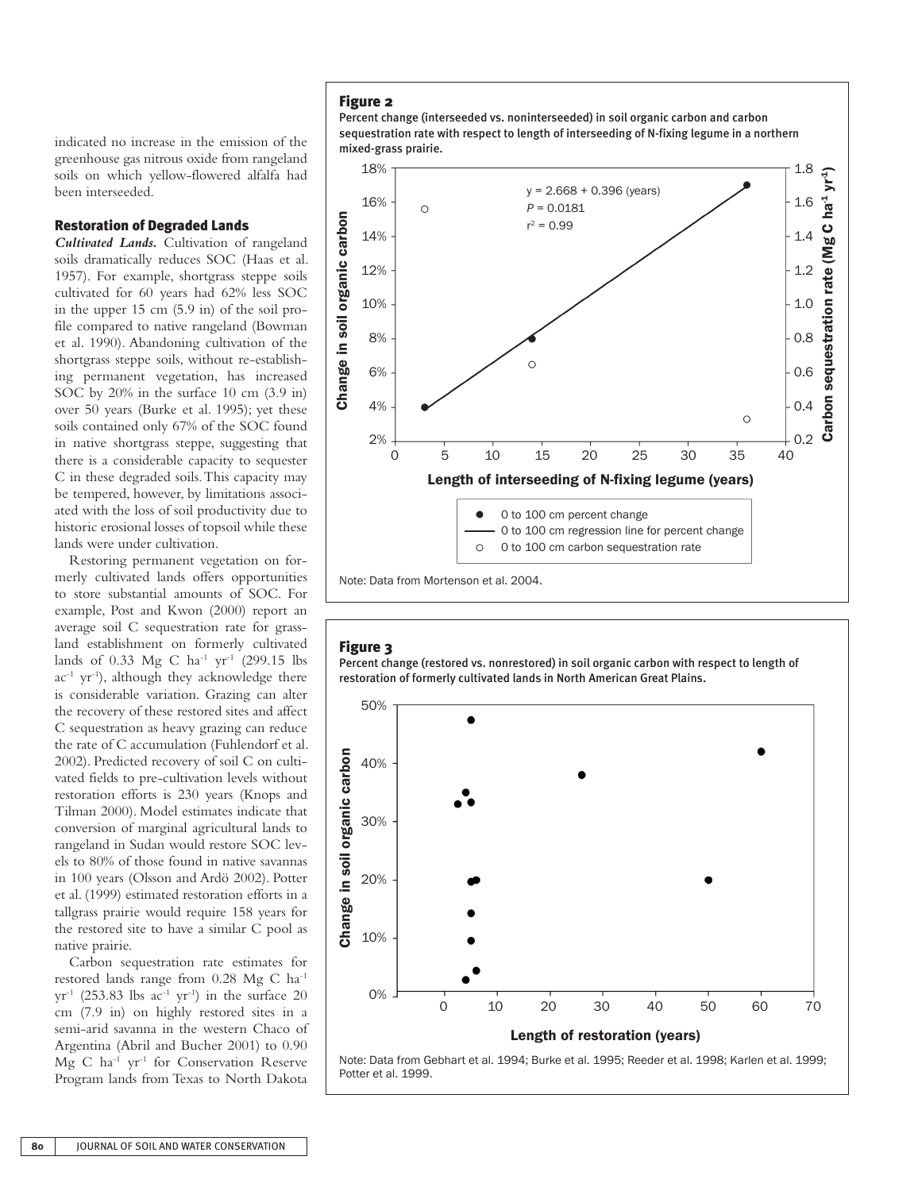indicated no increase in the emission of the greenhouse gas nitrous oxide from rangeland soils on which yellow-flowered alfalfa had been interseeded.

## Restoration of Degraded Lands

***Cultivated Lands.*** Cultivation of rangeland soils dramatically reduces SOC (Haas et al. 1957). For example, shortgrass steppe soils cultivated for 60 years had 62% less SOC in the upper 15 cm (5.9 in) of the soil profile compared to native rangeland (Bowman et al. 1990). Abandoning cultivation of the shortgrass steppe soils, without re-establishing permanent vegetation, has increased SOC by 20% in the surface 10 cm (3.9 in) over 50 years (Burke et al. 1995); yet these soils contained only 67% of the SOC found in native shortgrass steppe, suggesting that there is a considerable capacity to sequester C in these degraded soils. This capacity may be tempered, however, by limitations associated with the loss of soil productivity due to historic erosional losses of topsoil while these lands were under cultivation.

Restoring permanent vegetation on formerly cultivated lands offers opportunities to store substantial amounts of SOC. For example, Post and Kwon (2000) report an average soil C sequestration rate for grassland establishment on formerly cultivated lands of 0.33 Mg C $ha^{-1}$ $yr^{-1}$ (299.15 lbs $ac^{-1}$ $yr^{-1}$), although they acknowledge there is considerable variation. Grazing can alter the recovery of these restored sites and affect C sequestration as heavy grazing can reduce the rate of C accumulation (Fuhlendorf et al. 2002). Predicted recovery of soil C on cultivated fields to pre-cultivation levels without restoration efforts is 230 years (Knops and Tilman 2000). Model estimates indicate that conversion of marginal agricultural lands to rangeland in Sudan would restore SOC levels to 80% of those found in native savannas in 100 years (Olsson and Ardö 2002). Potter et al. (1999) estimated restoration efforts in a tallgrass prairie would require 158 years for the restored site to have a similar C pool as native prairie.

Carbon sequestration rate estimates for restored lands range from 0.28 Mg C $ha^{-1}$ $yr^{-1}$ (253.83 lbs $ac^{-1}$ $yr^{-1}$) in the surface 20 cm (7.9 in) on highly restored sites in a semi-arid savanna in the western Chaco of Argentina (Abril and Bucher 2001) to 0.90 Mg C $ha^{-1}$ $yr^{-1}$ for Conservation Reserve Program lands from Texas to North Dakota

**Figure 2**
Percent change (interseeded vs. noninterseeded) in soil organic carbon and carbon sequestration rate with respect to length of interseeding of N-fixing legume in a northern mixed-grass prairie.

$y = 2.668 + 0.396$ (years)
$P = 0.0181$
$r^2 = 0.99$

- ● 0 to 100 cm percent change
- — 0 to 100 cm regression line for percent change
- ○ 0 to 100 cm carbon sequestration rate

Note: Data from Mortenson et al. 2004.

**Figure 3**
Percent change (restored vs. nonrestored) in soil organic carbon with respect to length of restoration of formerly cultivated lands in North American Great Plains.

Note: Data from Gebhart et al. 1994; Burke et al. 1995; Reeder et al. 1998; Karlen et al. 1999; Potter et al. 1999.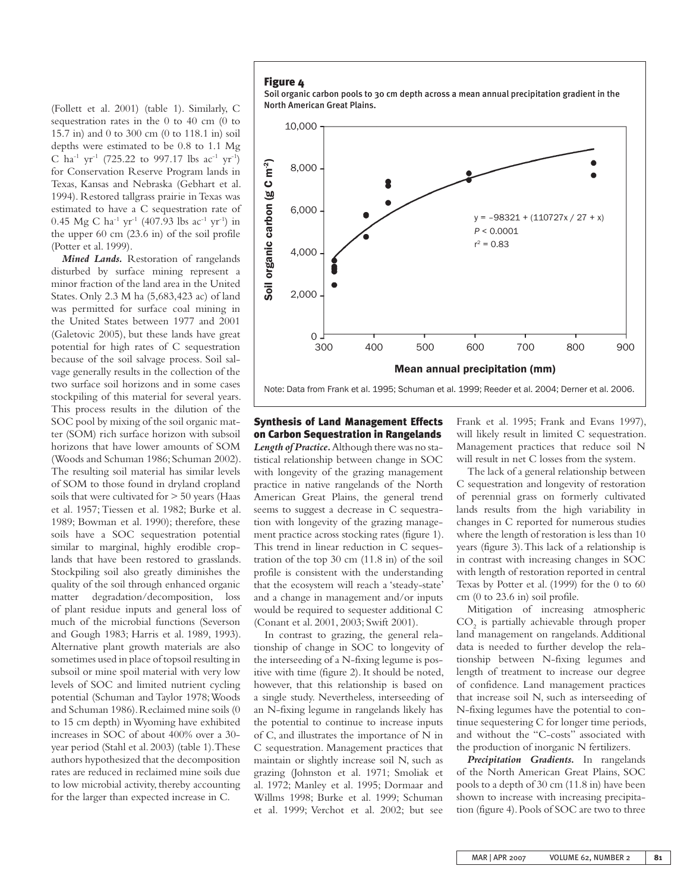(Follett et al. 2001) (table 1). Similarly, C sequestration rates in the 0 to 40 cm (0 to 15.7 in) and 0 to 300 cm (0 to 118.1 in) soil depths were estimated to be 0.8 to 1.1 Mg C $ha^{-1}$ $yr^{-1}$ (725.22 to 997.17 lbs $ac^{-1}$ $yr^{-1}$) for Conservation Reserve Program lands in Texas, Kansas and Nebraska (Gebhart et al. 1994). Restored tallgrass prairie in Texas was estimated to have a C sequestration rate of 0.45 Mg C $ha^{-1}$ $yr^{-1}$ (407.93 lbs $ac^{-1}$ $yr^{-1}$) in the upper 60 cm (23.6 in) of the soil profile (Potter et al. 1999).

***Mined Lands.*** Restoration of rangelands disturbed by surface mining represent a minor fraction of the land area in the United States. Only 2.3 M ha (5,683,423 ac) of land was permitted for surface coal mining in the United States between 1977 and 2001 (Galetovic 2005), but these lands have great potential for high rates of C sequestration because of the soil salvage process. Soil salvage generally results in the collection of the two surface soil horizons and in some cases stockpiling of this material for several years. This process results in the dilution of the SOC pool by mixing of the soil organic matter (SOM) rich surface horizon with subsoil horizons that have lower amounts of SOM (Woods and Schuman 1986; Schuman 2002). The resulting soil material has similar levels of SOM to those found in dryland cropland soils that were cultivated for > 50 years (Haas et al. 1957; Tiessen et al. 1982; Burke et al. 1989; Bowman et al. 1990); therefore, these soils have a SOC sequestration potential similar to marginal, highly erodible croplands that have been restored to grasslands. Stockpiling soil also greatly diminishes the quality of the soil through enhanced organic matter degradation/decomposition, loss of plant residue inputs and general loss of much of the microbial functions (Severson and Gough 1983; Harris et al. 1989, 1993). Alternative plant growth materials are also sometimes used in place of topsoil resulting in subsoil or mine spoil material with very low levels of SOC and limited nutrient cycling potential (Schuman and Taylor 1978; Woods and Schuman 1986). Reclaimed mine soils (0 to 15 cm depth) in Wyoming have exhibited increases in SOC of about 400% over a 30-year period (Stahl et al. 2003) (table 1). These authors hypothesized that the decomposition rates are reduced in reclaimed mine soils due to low microbial activity, thereby accounting for the larger than expected increase in C.

**Figure 4**

Soil organic carbon pools to 30 cm depth across a mean annual precipitation gradient in the North American Great Plains.

$y = -98321 + (110727x / 27 + x)$
$P < 0.0001$
$r^2 = 0.83$

Note: Data from Frank et al. 1995; Schuman et al. 1999; Reeder et al. 2004; Derner et al. 2006.

## Synthesis of Land Management Effects on Carbon Sequestration in Rangelands

***Length of Practice.*** Although there was no statistical relationship between change in SOC with longevity of the grazing management practice in native rangelands of the North American Great Plains, the general trend seems to suggest a decrease in C sequestration with longevity of the grazing management practice across stocking rates (figure 1). This trend in linear reduction in C sequestration of the top 30 cm (11.8 in) of the soil profile is consistent with the understanding that the ecosystem will reach a 'steady-state' and a change in management and/or inputs would be required to sequester additional C (Conant et al. 2001, 2003; Swift 2001).

In contrast to grazing, the general relationship of change in SOC to longevity of the interseeding of a N-fixing legume is positive with time (figure 2). It should be noted, however, that this relationship is based on a single study. Nevertheless, interseeding of an N-fixing legume in rangelands likely has the potential to continue to increase inputs of C, and illustrates the importance of N in C sequestration. Management practices that maintain or slightly increase soil N, such as grazing (Johnston et al. 1971; Smoliak et al. 1972; Manley et al. 1995; Dormaar and Willms 1998; Burke et al. 1999; Schuman et al. 1999; Verchot et al. 2002; but see Frank et al. 1995; Frank and Evans 1997), will likely result in limited C sequestration. Management practices that reduce soil N will result in net C losses from the system.

The lack of a general relationship between C sequestration and longevity of restoration of perennial grass on formerly cultivated lands results from the high variability in changes in C reported for numerous studies where the length of restoration is less than 10 years (figure 3). This lack of a relationship is in contrast with increasing changes in SOC with length of restoration reported in central Texas by Potter et al. (1999) for the 0 to 60 cm (0 to 23.6 in) soil profile.

Mitigation of increasing atmospheric $CO_2$ is partially achievable through proper land management on rangelands. Additional data is needed to further develop the relationship between N-fixing legumes and length of treatment to increase our degree of confidence. Land management practices that increase soil N, such as interseeding of N-fixing legumes have the potential to continue sequestering C for longer time periods, and without the "C-costs" associated with the production of inorganic N fertilizers.

***Precipitation Gradients.*** In rangelands of the North American Great Plains, SOC pools to a depth of 30 cm (11.8 in) have been shown to increase with increasing precipitation (figure 4). Pools of SOC are two to three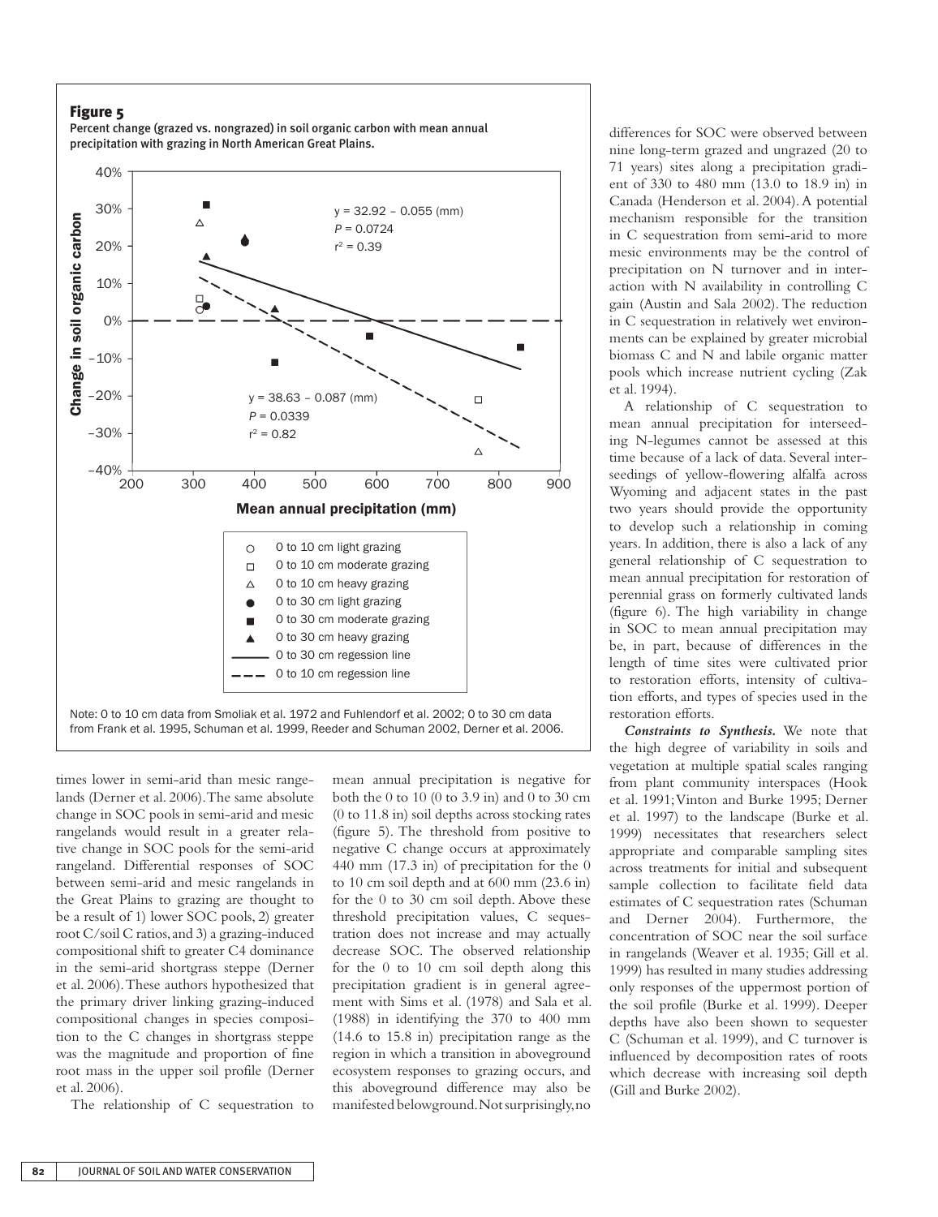**Figure 5**

Percent change (grazed vs. nongrazed) in soil organic carbon with mean annual precipitation with grazing in North American Great Plains.

Note: 0 to 10 cm data from Smoliak et al. 1972 and Fuhlendorf et al. 2002; 0 to 30 cm data from Frank et al. 1995, Schuman et al. 1999, Reeder and Schuman 2002, Derner et al. 2006.

times lower in semi-arid than mesic rangelands (Derner et al. 2006). The same absolute change in SOC pools in semi-arid and mesic rangelands would result in a greater relative change in SOC pools for the semi-arid rangeland. Differential responses of SOC between semi-arid and mesic rangelands in the Great Plains to grazing are thought to be a result of 1) lower SOC pools, 2) greater root C/soil C ratios, and 3) a grazing-induced compositional shift to greater C4 dominance in the semi-arid shortgrass steppe (Derner et al. 2006). These authors hypothesized that the primary driver linking grazing-induced compositional changes in species composition to the C changes in shortgrass steppe was the magnitude and proportion of fine root mass in the upper soil profile (Derner et al. 2006).

The relationship of C sequestration to mean annual precipitation is negative for both the 0 to 10 (0 to 3.9 in) and 0 to 30 cm (0 to 11.8 in) soil depths across stocking rates (figure 5). The threshold from positive to negative C change occurs at approximately 440 mm (17.3 in) of precipitation for the 0 to 10 cm soil depth and at 600 mm (23.6 in) for the 0 to 30 cm soil depth. Above these threshold precipitation values, C sequestration does not increase and may actually decrease SOC. The observed relationship for the 0 to 10 cm soil depth along this precipitation gradient is in general agreement with Sims et al. (1978) and Sala et al. (1988) in identifying the 370 to 400 mm (14.6 to 15.8 in) precipitation range as the region in which a transition in aboveground ecosystem responses to grazing occurs, and this aboveground difference may also be manifested belowground. Not surprisingly, no differences for SOC were observed between nine long-term grazed and ungrazed (20 to 71 years) sites along a precipitation gradient of 330 to 480 mm (13.0 to 18.9 in) in Canada (Henderson et al. 2004). A potential mechanism responsible for the transition in C sequestration from semi-arid to more mesic environments may be the control of precipitation on N turnover and in interaction with N availability in controlling C gain (Austin and Sala 2002). The reduction in C sequestration in relatively wet environments can be explained by greater microbial biomass C and N and labile organic matter pools which increase nutrient cycling (Zak et al. 1994).

A relationship of C sequestration to mean annual precipitation for interseeding N-legumes cannot be assessed at this time because of a lack of data. Several interseedings of yellow-flowering alfalfa across Wyoming and adjacent states in the past two years should provide the opportunity to develop such a relationship in coming years. In addition, there is also a lack of any general relationship of C sequestration to mean annual precipitation for restoration of perennial grass on formerly cultivated lands (figure 6). The high variability in change in SOC to mean annual precipitation may be, in part, because of differences in the length of time sites were cultivated prior to restoration efforts, intensity of cultivation efforts, and types of species used in the restoration efforts.

***Constraints to Synthesis.*** We note that the high degree of variability in soils and vegetation at multiple spatial scales ranging from plant community interspaces (Hook et al. 1991; Vinton and Burke 1995; Derner et al. 1997) to the landscape (Burke et al. 1999) necessitates that researchers select appropriate and comparable sampling sites across treatments for initial and subsequent sample collection to facilitate field data estimates of C sequestration rates (Schuman and Derner 2004). Furthermore, the concentration of SOC near the soil surface in rangelands (Weaver et al. 1935; Gill et al. 1999) has resulted in many studies addressing only responses of the uppermost portion of the soil profile (Burke et al. 1999). Deeper depths have also been shown to sequester C (Schuman et al. 1999), and C turnover is influenced by decomposition rates of roots which decrease with increasing soil depth (Gill and Burke 2002).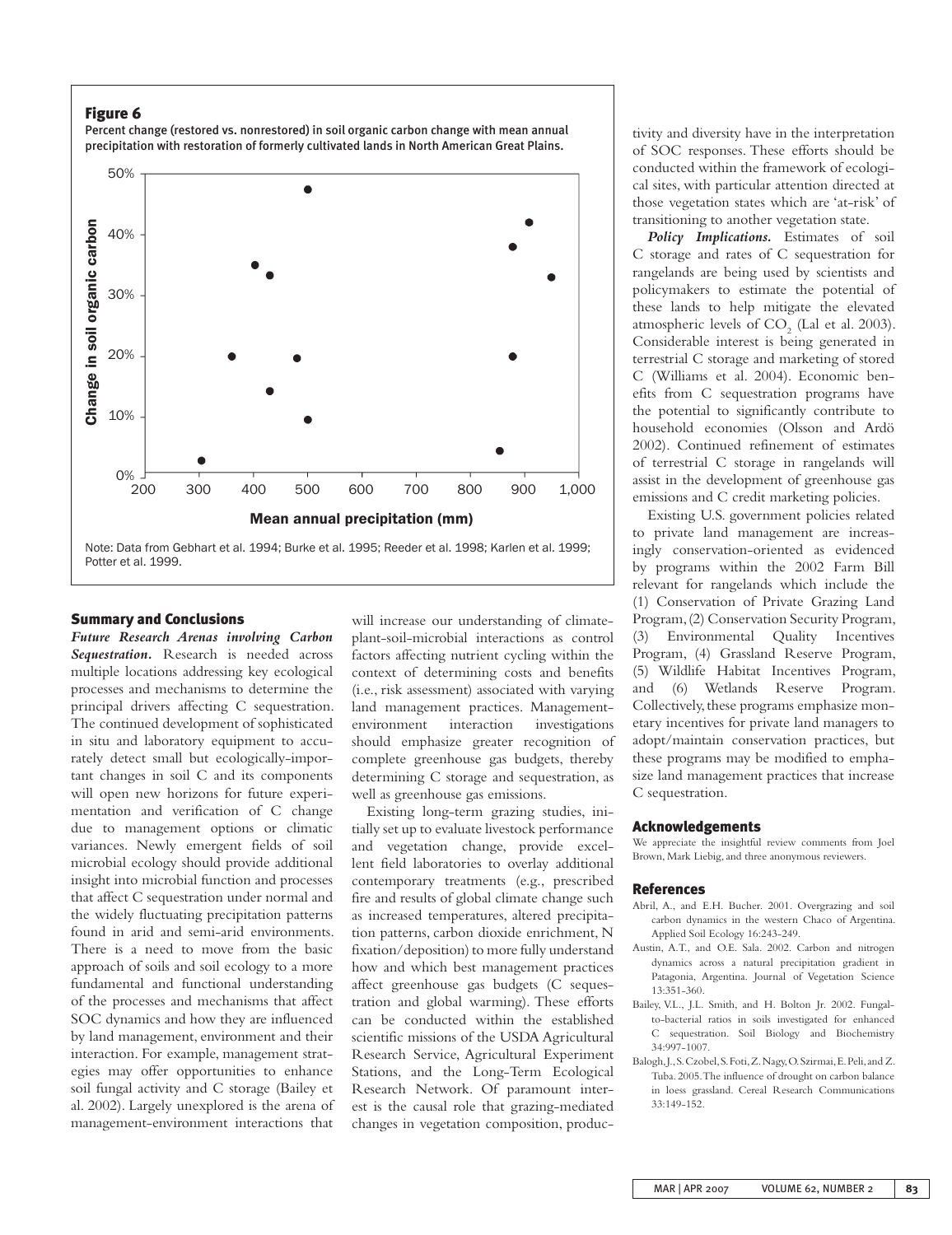**Figure 6**

Percent change (restored vs. nonrestored) in soil organic carbon change with mean annual precipitation with restoration of formerly cultivated lands in North American Great Plains.

Note: Data from Gebhart et al. 1994; Burke et al. 1995; Reeder et al. 1998; Karlen et al. 1999; Potter et al. 1999.

## Summary and Conclusions

***Future Research Arenas involving Carbon Sequestration.*** Research is needed across multiple locations addressing key ecological processes and mechanisms to determine the principal drivers affecting C sequestration. The continued development of sophisticated in situ and laboratory equipment to accurately detect small but ecologically-important changes in soil C and its components will open new horizons for future experimentation and verification of C change due to management options or climatic variances. Newly emergent fields of soil microbial ecology should provide additional insight into microbial function and processes that affect C sequestration under normal and the widely fluctuating precipitation patterns found in arid and semi-arid environments. There is a need to move from the basic approach of soils and soil ecology to a more fundamental and functional understanding of the processes and mechanisms that affect SOC dynamics and how they are influenced by land management, environment and their interaction. For example, management strategies may offer opportunities to enhance soil fungal activity and C storage (Bailey et al. 2002). Largely unexplored is the arena of management-environment interactions that will increase our understanding of climate-plant-soil-microbial interactions as control factors affecting nutrient cycling within the context of determining costs and benefits (i.e., risk assessment) associated with varying land management practices. Management-environment interaction investigations should emphasize greater recognition of complete greenhouse gas budgets, thereby determining C storage and sequestration, as well as greenhouse gas emissions.

Existing long-term grazing studies, initially set up to evaluate livestock performance and vegetation change, provide excellent field laboratories to overlay additional contemporary treatments (e.g., prescribed fire and results of global climate change such as increased temperatures, altered precipitation patterns, carbon dioxide enrichment, N fixation/deposition) to more fully understand how and which best management practices affect greenhouse gas budgets (C sequestration and global warming). These efforts can be conducted within the established scientific missions of the USDA Agricultural Research Service, Agricultural Experiment Stations, and the Long-Term Ecological Research Network. Of paramount interest is the causal role that grazing-mediated changes in vegetation composition, productivity and diversity have in the interpretation of SOC responses. These efforts should be conducted within the framework of ecological sites, with particular attention directed at those vegetation states which are 'at-risk' of transitioning to another vegetation state.

***Policy Implications.*** Estimates of soil C storage and rates of C sequestration for rangelands are being used by scientists and policymakers to estimate the potential of these lands to help mitigate the elevated atmospheric levels of $CO_2$ (Lal et al. 2003). Considerable interest is being generated in terrestrial C storage and marketing of stored C (Williams et al. 2004). Economic benefits from C sequestration programs have the potential to significantly contribute to household economies (Olsson and Ardö 2002). Continued refinement of estimates of terrestrial C storage in rangelands will assist in the development of greenhouse gas emissions and C credit marketing policies.

Existing U.S. government policies related to private land management are increasingly conservation-oriented as evidenced by programs within the 2002 Farm Bill relevant for rangelands which include the (1) Conservation of Private Grazing Land Program, (2) Conservation Security Program, (3) Environmental Quality Incentives Program, (4) Grassland Reserve Program, (5) Wildlife Habitat Incentives Program, and (6) Wetlands Reserve Program. Collectively, these programs emphasize monetary incentives for private land managers to adopt/maintain conservation practices, but these programs may be modified to emphasize land management practices that increase C sequestration.

## Acknowledgements

We appreciate the insightful review comments from Joel Brown, Mark Liebig, and three anonymous reviewers.

## References

Abril, A., and E.H. Bucher. 2001. Overgrazing and soil carbon dynamics in the western Chaco of Argentina. Applied Soil Ecology 16:243-249.

Austin, A.T., and O.E. Sala. 2002. Carbon and nitrogen dynamics across a natural precipitation gradient in Patagonia, Argentina. Journal of Vegetation Science 13:351-360.

Bailey, V.L., J.L. Smith, and H. Bolton Jr. 2002. Fungal-to-bacterial ratios in soils investigated for enhanced C sequestration. Soil Biology and Biochemistry 34:997-1007.

Balogh, J., S. Czobel, S. Foti, Z. Nagy, O. Szirmai, E. Peli, and Z. Tuba. 2005. The influence of drought on carbon balance in loess grassland. Cereal Research Communications 33:149-152.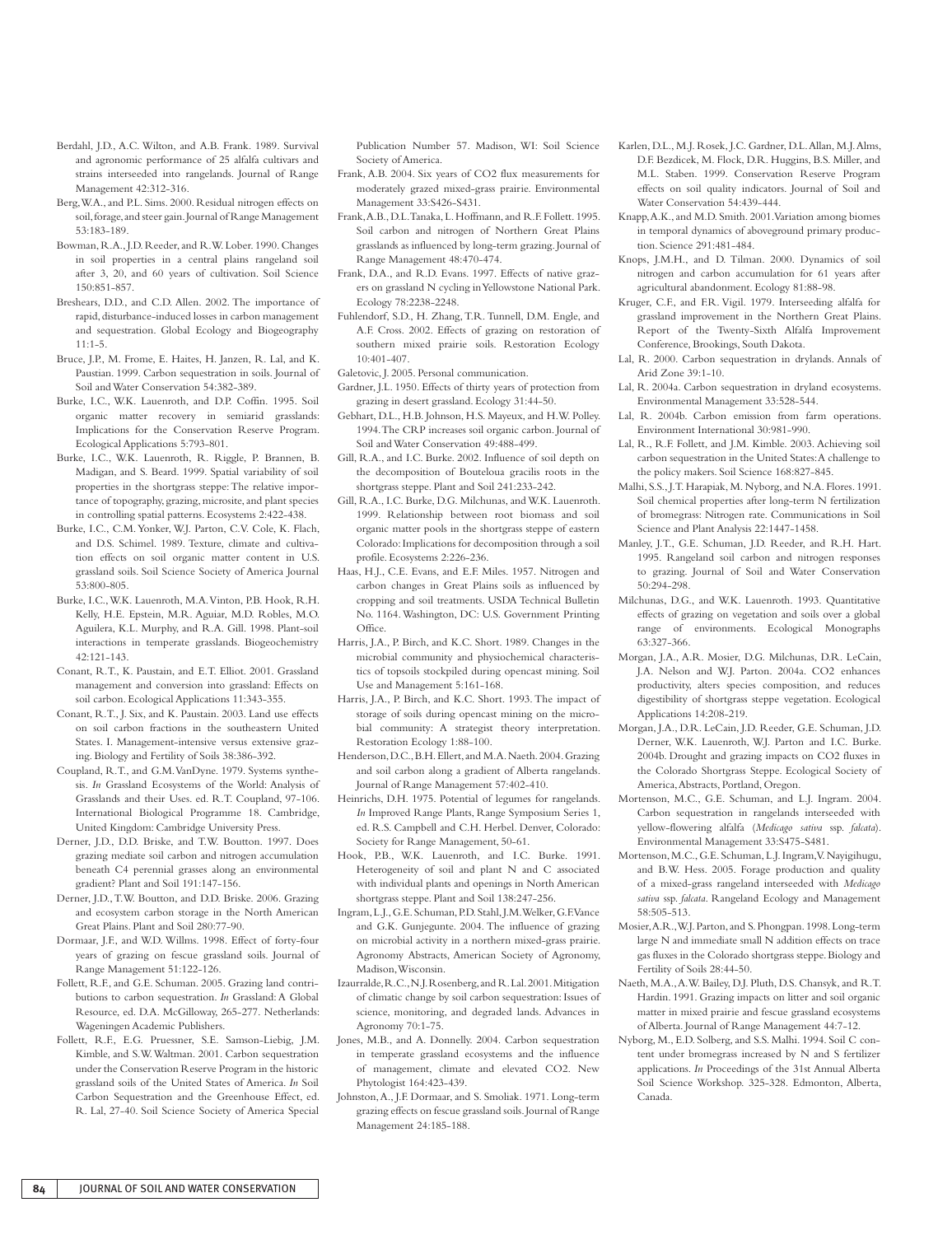Berdahl, J.D., A.C. Wilton, and A.B. Frank. 1989. Survival and agronomic performance of 25 alfalfa cultivars and strains interseeded into rangelands. Journal of Range Management 42:312-316.

Berg, W.A., and P.L. Sims. 2000. Residual nitrogen effects on soil, forage, and steer gain. Journal of Range Management 53:183-189.

Bowman, R.A., J.D. Reeder, and R.W. Lober. 1990. Changes in soil properties in a central plains rangeland soil after 3, 20, and 60 years of cultivation. Soil Science 150:851-857.

Breshears, D.D., and C.D. Allen. 2002. The importance of rapid, disturbance-induced losses in carbon management and sequestration. Global Ecology and Biogeography 11:1-5.

Bruce, J.P., M. Frome, E. Haites, H. Janzen, R. Lal, and K. Paustian. 1999. Carbon sequestration in soils. Journal of Soil and Water Conservation 54:382-389.

Burke, I.C., W.K. Lauenroth, and D.P. Coffin. 1995. Soil organic matter recovery in semiarid grasslands: Implications for the Conservation Reserve Program. Ecological Applications 5:793-801.

Burke, I.C., W.K. Lauenroth, R. Riggle, P. Brannen, B. Madigan, and S. Beard. 1999. Spatial variability of soil properties in the shortgrass steppe: The relative importance of topography, grazing, microsite, and plant species in controlling spatial patterns. Ecosystems 2:422-438.

Burke, I.C., C.M. Yonker, W.J. Parton, C.V. Cole, K. Flach, and D.S. Schimel. 1989. Texture, climate and cultivation effects on soil organic matter content in U.S. grassland soils. Soil Science Society of America Journal 53:800-805.

Burke, I.C., W.K. Lauenroth, M.A. Vinton, P.B. Hook, R.H. Kelly, H.E. Epstein, M.R. Aguiar, M.D. Robles, M.O. Aguilera, K.L. Murphy, and R.A. Gill. 1998. Plant-soil interactions in temperate grasslands. Biogeochemistry 42:121-143.

Conant, R.T., K. Paustain, and E.T. Elliot. 2001. Grassland management and conversion into grassland: Effects on soil carbon. Ecological Applications 11:343-355.

Conant, R.T., J. Six, and K. Paustain. 2003. Land use effects on soil carbon fractions in the southeastern United States. I. Management-intensive versus extensive grazing. Biology and Fertility of Soils 38:386-392.

Coupland, R.T., and G.M. VanDyne. 1979. Systems synthesis. *In* Grassland Ecosystems of the World: Analysis of Grasslands and their Uses. ed. R.T. Coupland, 97-106. International Biological Programme 18. Cambridge, United Kingdom: Cambridge University Press.

Derner, J.D., D.D. Briske, and T.W. Boutton. 1997. Does grazing mediate soil carbon and nitrogen accumulation beneath C4 perennial grasses along an environmental gradient? Plant and Soil 191:147-156.

Derner, J.D., T.W. Boutton, and D.D. Briske. 2006. Grazing and ecosystem carbon storage in the North American Great Plains. Plant and Soil 280:77-90.

Dormaar, J.F., and W.D. Willms. 1998. Effect of forty-four years of grazing on fescue grassland soils. Journal of Range Management 51:122-126.

Follett, R.F., and G.E. Schuman. 2005. Grazing land contributions to carbon sequestration. *In* Grassland: A Global Resource, ed. D.A. McGilloway, 265-277. Netherlands: Wageningen Academic Publishers.

Follett, R.F., E.G. Pruessner, S.E. Samson-Liebig, J.M. Kimble, and S.W. Waltman. 2001. Carbon sequestration under the Conservation Reserve Program in the historic grassland soils of the United States of America. *In* Soil Carbon Sequestration and the Greenhouse Effect, ed. R. Lal, 27-40. Soil Science Society of America Special Publication Number 57. Madison, WI: Soil Science Society of America.

Frank, A.B. 2004. Six years of CO2 flux measurements for moderately grazed mixed-grass prairie. Environmental Management 33:S426-S431.

Frank, A.B., D.L. Tanaka, L. Hoffmann, and R.F. Follett. 1995. Soil carbon and nitrogen of Northern Great Plains grasslands as influenced by long-term grazing. Journal of Range Management 48:470-474.

Frank, D.A., and R.D. Evans. 1997. Effects of native grazers on grassland N cycling in Yellowstone National Park. Ecology 78:2238-2248.

Fuhlendorf, S.D., H. Zhang, T.R. Tunnell, D.M. Engle, and A.F. Cross. 2002. Effects of grazing on restoration of southern mixed prairie soils. Restoration Ecology 10:401-407.

Galetovic, J. 2005. Personal communication.

Gardner, J.L. 1950. Effects of thirty years of protection from grazing in desert grassland. Ecology 31:44-50.

Gebhart, D.L., H.B. Johnson, H.S. Mayeux, and H.W. Polley. 1994. The CRP increases soil organic carbon. Journal of Soil and Water Conservation 49:488-499.

Gill, R.A., and I.C. Burke. 2002. Influence of soil depth on the decomposition of Bouteloua gracilis roots in the shortgrass steppe. Plant and Soil 241:233-242.

Gill, R.A., I.C. Burke, D.G. Milchunas, and W.K. Lauenroth. 1999. Relationship between root biomass and soil organic matter pools in the shortgrass steppe of eastern Colorado: Implications for decomposition through a soil profile. Ecosystems 2:226-236.

Haas, H.J., C.E. Evans, and E.F. Miles. 1957. Nitrogen and carbon changes in Great Plains soils as influenced by cropping and soil treatments. USDA Technical Bulletin No. 1164. Washington, DC: U.S. Government Printing Office.

Harris, J.A., P. Birch, and K.C. Short. 1989. Changes in the microbial community and physiochemical characteristics of topsoils stockpiled during opencast mining. Soil Use and Management 5:161-168.

Harris, J.A., P. Birch, and K.C. Short. 1993. The impact of storage of soils during opencast mining on the microbial community: A strategist theory interpretation. Restoration Ecology 1:88-100.

Henderson, D.C., B.H. Ellert, and M.A. Naeth. 2004. Grazing and soil carbon along a gradient of Alberta rangelands. Journal of Range Management 57:402-410.

Heinrichs, D.H. 1975. Potential of legumes for rangelands. *In* Improved Range Plants, Range Symposium Series 1, ed. R.S. Campbell and C.H. Herbel. Denver, Colorado: Society for Range Management, 50-61.

Hook, P.B., W.K. Lauenroth, and I.C. Burke. 1991. Heterogeneity of soil and plant N and C associated with individual plants and openings in North American shortgrass steppe. Plant and Soil 138:247-256.

Ingram, L.J., G.E. Schuman, P.D. Stahl, J.M. Welker, G.F. Vance and G.K. Gunjegunte. 2004. The influence of grazing on microbial activity in a northern mixed-grass prairie. Agronomy Abstracts, American Society of Agronomy, Madison, Wisconsin.

Izaurralde, R.C., N.J. Rosenberg, and R. Lal. 2001. Mitigation of climatic change by soil carbon sequestration: Issues of science, monitoring, and degraded lands. Advances in Agronomy 70:1-75.

Jones, M.B., and A. Donnelly. 2004. Carbon sequestration in temperate grassland ecosystems and the influence of management, climate and elevated CO2. New Phytologist 164:423-439.

Johnston, A., J.F. Dormaar, and S. Smoliak. 1971. Long-term grazing effects on fescue grassland soils. Journal of Range Management 24:185-188.

Karlen, D.L., M.J. Rosek, J.C. Gardner, D.L. Allan, M.J. Alms, D.F. Bezdicek, M. Flock, D.R. Huggins, B.S. Miller, and M.L. Staben. 1999. Conservation Reserve Program effects on soil quality indicators. Journal of Soil and Water Conservation 54:439-444.

Knapp, A.K., and M.D. Smith. 2001. Variation among biomes in temporal dynamics of aboveground primary production. Science 291:481-484.

Knops, J.M.H., and D. Tilman. 2000. Dynamics of soil nitrogen and carbon accumulation for 61 years after agricultural abandonment. Ecology 81:88-98.

Kruger, C.F., and F.R. Vigil. 1979. Interseeding alfalfa for grassland improvement in the Northern Great Plains. Report of the Twenty-Sixth Alfalfa Improvement Conference, Brookings, South Dakota.

Lal, R. 2000. Carbon sequestration in drylands. Annals of Arid Zone 39:1-10.

Lal, R. 2004a. Carbon sequestration in dryland ecosystems. Environmental Management 33:528-544.

Lal, R. 2004b. Carbon emission from farm operations. Environment International 30:981-990.

Lal, R., R.F. Follett, and J.M. Kimble. 2003. Achieving soil carbon sequestration in the United States: A challenge to the policy makers. Soil Science 168:827-845.

Malhi, S.S., J.T. Harapiak, M. Nyborg, and N.A. Flores. 1991. Soil chemical properties after long-term N fertilization of bromegrass: Nitrogen rate. Communications in Soil Science and Plant Analysis 22:1447-1458.

Manley, J.T., G.E. Schuman, J.D. Reeder, and R.H. Hart. 1995. Rangeland soil carbon and nitrogen responses to grazing. Journal of Soil and Water Conservation 50:294-298.

Milchunas, D.G., and W.K. Lauenroth. 1993. Quantitative effects of grazing on vegetation and soils over a global range of environments. Ecological Monographs 63:327-366.

Morgan, J.A., A.R. Mosier, D.G. Milchunas, D.R. LeCain, J.A. Nelson and W.J. Parton. 2004a. CO2 enhances productivity, alters species composition, and reduces digestibility of shortgrass steppe vegetation. Ecological Applications 14:208-219.

Morgan, J.A., D.R. LeCain, J.D. Reeder, G.E. Schuman, J.D. Derner, W.K. Lauenroth, W.J. Parton and I.C. Burke. 2004b. Drought and grazing impacts on CO2 fluxes in the Colorado Shortgrass Steppe. Ecological Society of America, Abstracts, Portland, Oregon.

Mortenson, M.C., G.E. Schuman, and L.J. Ingram. 2004. Carbon sequestration in rangelands interseeded with yellow-flowering alfalfa (*Medicago sativa* ssp. *falcata*). Environmental Management 33:S475-S481.

Mortenson, M.C., G.E. Schuman, L.J. Ingram, V. Nayigihugu, and B.W. Hess. 2005. Forage production and quality of a mixed-grass rangeland interseeded with *Medicago sativa* ssp. *falcata*. Rangeland Ecology and Management 58:505-513.

Mosier, A.R., W.J. Parton, and S. Phongpan. 1998. Long-term large N and immediate small N addition effects on trace gas fluxes in the Colorado shortgrass steppe. Biology and Fertility of Soils 28:44-50.

Naeth, M.A., A.W. Bailey, D.J. Pluth, D.S. Chansyk, and R.T. Hardin. 1991. Grazing impacts on litter and soil organic matter in mixed prairie and fescue grassland ecosystems of Alberta. Journal of Range Management 44:7-12.

Nyborg, M., E.D. Solberg, and S.S. Malhi. 1994. Soil C content under bromegrass increased by N and S fertilizer applications. *In* Proceedings of the 31st Annual Alberta Soil Science Workshop. 325-328. Edmonton, Alberta, Canada.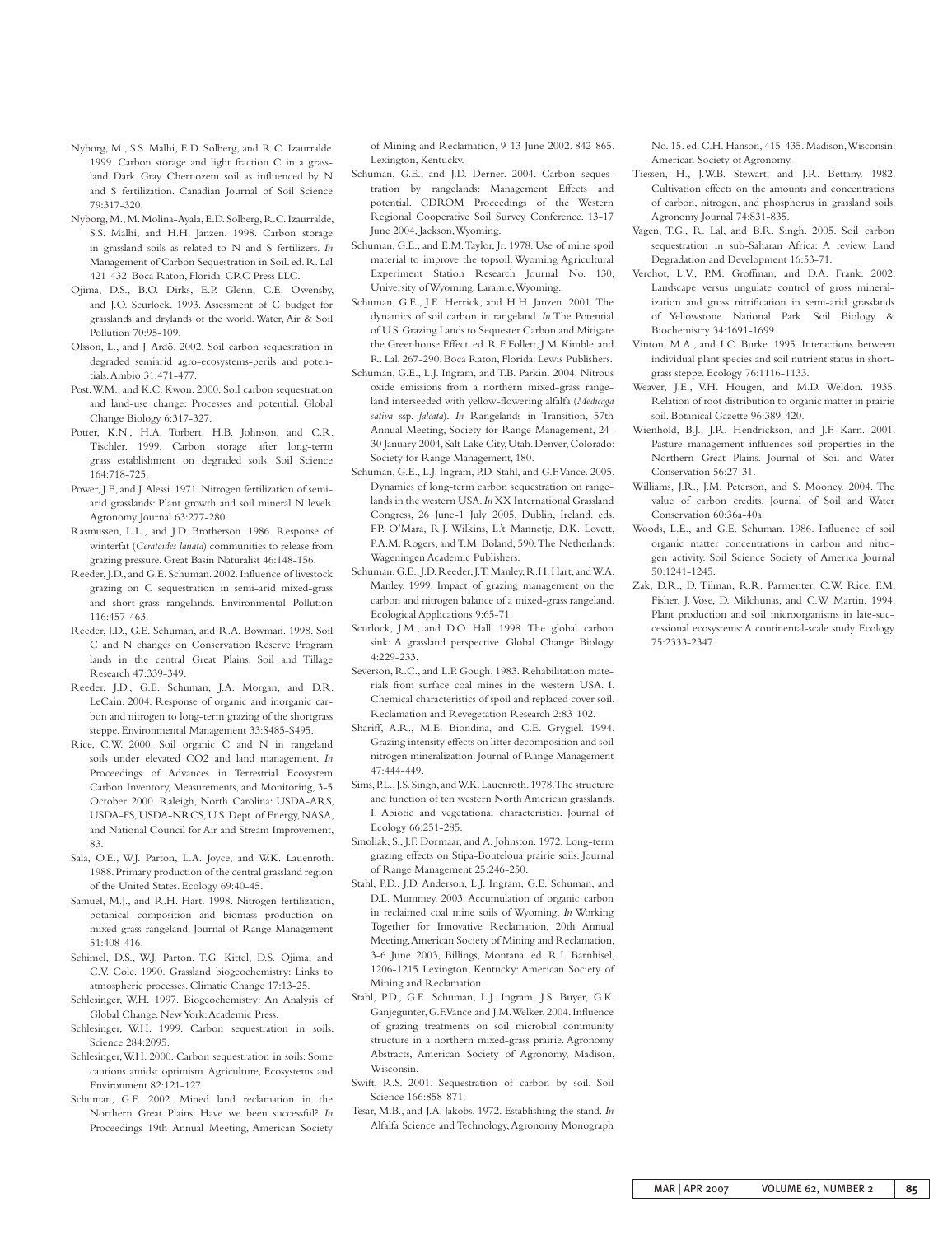Nyborg, M., S.S. Malhi, E.D. Solberg, and R.C. Izaurralde. 1999. Carbon storage and light fraction C in a grassland Dark Gray Chernozem soil as influenced by N and S fertilization. Canadian Journal of Soil Science 79:317-320.

Nyborg, M., M. Molina-Ayala, E.D. Solberg, R.C. Izaurralde, S.S. Malhi, and H.H. Janzen. 1998. Carbon storage in grassland soils as related to N and S fertilizers. *In* Management of Carbon Sequestration in Soil. ed. R. Lal 421-432. Boca Raton, Florida: CRC Press LLC.

Ojima, D.S., B.O. Dirks, E.P. Glenn, C.E. Owensby, and J.O. Scurlock. 1993. Assessment of C budget for grasslands and drylands of the world. Water, Air & Soil Pollution 70:95-109.

Olsson, L., and J. Ardö. 2002. Soil carbon sequestration in degraded semiarid agro-ecosystems-perils and potentials. Ambio 31:471-477.

Post, W.M., and K.C. Kwon. 2000. Soil carbon sequestration and land-use change: Processes and potential. Global Change Biology 6:317-327.

Potter, K.N., H.A. Torbert, H.B. Johnson, and C.R. Tischler. 1999. Carbon storage after long-term grass establishment on degraded soils. Soil Science 164:718-725.

Power, J.F., and J. Alessi. 1971. Nitrogen fertilization of semi-arid grasslands: Plant growth and soil mineral N levels. Agronomy Journal 63:277-280.

Rasmussen, L.L., and J.D. Brotherson. 1986. Response of winterfat (*Ceratoides lanata*) communities to release from grazing pressure. Great Basin Naturalist 46:148-156.

Reeder, J.D., and G.E. Schuman. 2002. Influence of livestock grazing on C sequestration in semi-arid mixed-grass and short-grass rangelands. Environmental Pollution 116:457-463.

Reeder, J.D., G.E. Schuman, and R.A. Bowman. 1998. Soil C and N changes on Conservation Reserve Program lands in the central Great Plains. Soil and Tillage Research 47:339-349.

Reeder, J.D., G.E. Schuman, J.A. Morgan, and D.R. LeCain. 2004. Response of organic and inorganic carbon and nitrogen to long-term grazing of the shortgrass steppe. Environmental Management 33:S485-S495.

Rice, C.W. 2000. Soil organic C and N in rangeland soils under elevated CO2 and land management. *In* Proceedings of Advances in Terrestrial Ecosystem Carbon Inventory, Measurements, and Monitoring, 3-5 October 2000. Raleigh, North Carolina: USDA-ARS, USDA-FS, USDA-NRCS, U.S. Dept. of Energy, NASA, and National Council for Air and Stream Improvement, 83.

Sala, O.E., W.J. Parton, L.A. Joyce, and W.K. Lauenroth. 1988. Primary production of the central grassland region of the United States. Ecology 69:40-45.

Samuel, M.J., and R.H. Hart. 1998. Nitrogen fertilization, botanical composition and biomass production on mixed-grass rangeland. Journal of Range Management 51:408-416.

Schimel, D.S., W.J. Parton, T.G. Kittel, D.S. Ojima, and C.V. Cole. 1990. Grassland biogeochemistry: Links to atmospheric processes. Climatic Change 17:13-25.

Schlesinger, W.H. 1997. Biogeochemistry: An Analysis of Global Change. New York: Academic Press.

Schlesinger, W.H. 1999. Carbon sequestration in soils. Science 284:2095.

Schlesinger, W.H. 2000. Carbon sequestration in soils: Some cautions amidst optimism. Agriculture, Ecosystems and Environment 82:121-127.

Schuman, G.E. 2002. Mined land reclamation in the Northern Great Plains: Have we been successful? *In* Proceedings 19th Annual Meeting, American Society of Mining and Reclamation, 9-13 June 2002. 842-865. Lexington, Kentucky.

Schuman, G.E., and J.D. Derner. 2004. Carbon sequestration by rangelands: Management Effects and potential. CDROM Proceedings of the Western Regional Cooperative Soil Survey Conference. 13-17 June 2004, Jackson, Wyoming.

Schuman, G.E., and E.M. Taylor, Jr. 1978. Use of mine spoil material to improve the topsoil. Wyoming Agricultural Experiment Station Research Journal No. 130, University of Wyoming, Laramie, Wyoming.

Schuman, G.E., J.E. Herrick, and H.H. Janzen. 2001. The dynamics of soil carbon in rangeland. *In* The Potential of U.S. Grazing Lands to Sequester Carbon and Mitigate the Greenhouse Effect. ed. R.F. Follett, J.M. Kimble, and R. Lal, 267-290. Boca Raton, Florida: Lewis Publishers.

Schuman, G.E., L.J. Ingram, and T.B. Parkin. 2004. Nitrous oxide emissions from a northern mixed-grass rangeland interseeded with yellow-flowering alfalfa (*Medicago sativa* ssp. *falcata*). *In* Rangelands in Transition, 57th Annual Meeting, Society for Range Management, 24-30 January 2004, Salt Lake City, Utah. Denver, Colorado: Society for Range Management, 180.

Schuman, G.E., L.J. Ingram, P.D. Stahl, and G.F. Vance. 2005. Dynamics of long-term carbon sequestration on rangelands in the western USA. *In* XX International Grassland Congress, 26 June-1 July 2005, Dublin, Ireland. eds. F.P. O'Mara, R.J. Wilkins, L.'t Mannetje, D.K. Lovett, P.A.M. Rogers, and T.M. Boland, 590. The Netherlands: Wageningen Academic Publishers.

Schuman, G.E., J.D. Reeder, J.T. Manley, R.H. Hart, and W.A. Manley. 1999. Impact of grazing management on the carbon and nitrogen balance of a mixed-grass rangeland. Ecological Applications 9:65-71.

Scurlock, J.M., and D.O. Hall. 1998. The global carbon sink: A grassland perspective. Global Change Biology 4:229-233.

Severson, R.C., and L.P. Gough. 1983. Rehabilitation materials from surface coal mines in the western USA. I. Chemical characteristics of spoil and replaced cover soil. Reclamation and Revegetation Research 2:83-102.

Shariff, A.R., M.E. Biondina, and C.E. Grygiel. 1994. Grazing intensity effects on litter decomposition and soil nitrogen mineralization. Journal of Range Management 47:444-449.

Sims, P.L., J.S. Singh, and W.K. Lauenroth. 1978. The structure and function of ten western North American grasslands. I. Abiotic and vegetational characteristics. Journal of Ecology 66:251-285.

Smoliak, S., J.F. Dormaar, and A. Johnston. 1972. Long-term grazing effects on Stipa-Bouteloua prairie soils. Journal of Range Management 25:246-250.

Stahl, P.D., J.D. Anderson, L.J. Ingram, G.E. Schuman, and D.L. Mummey. 2003. Accumulation of organic carbon in reclaimed coal mine soils of Wyoming. *In* Working Together for Innovative Reclamation, 20th Annual Meeting, American Society of Mining and Reclamation, 3-6 June 2003, Billings, Montana. ed. R.I. Barnhisel, 1206-1215 Lexington, Kentucky: American Society of Mining and Reclamation.

Stahl, P.D., G.E. Schuman, L.J. Ingram, J.S. Buyer, G.K. Ganjegunter, G.F. Vance and J.M. Welker. 2004. Influence of grazing treatments on soil microbial community structure in a northern mixed-grass prairie. Agronomy Abstracts, American Society of Agronomy, Madison, Wisconsin.

Swift, R.S. 2001. Sequestration of carbon by soil. Soil Science 166:858-871.

Tesar, M.B., and J.A. Jakobs. 1972. Establishing the stand. *In* Alfalfa Science and Technology, Agronomy Monograph No. 15. ed. C.H. Hanson, 415-435. Madison, Wisconsin: American Society of Agronomy.

Tiessen, H., J.W.B. Stewart, and J.R. Bettany. 1982. Cultivation effects on the amounts and concentrations of carbon, nitrogen, and phosphorus in grassland soils. Agronomy Journal 74:831-835.

Vagen, T.G., R. Lal, and B.R. Singh. 2005. Soil carbon sequestration in sub-Saharan Africa: A review. Land Degradation and Development 16:53-71.

Verchot, L.V., P.M. Groffman, and D.A. Frank. 2002. Landscape versus ungulate control of gross mineralization and gross nitrification in semi-arid grasslands of Yellowstone National Park. Soil Biology & Biochemistry 34:1691-1699.

Vinton, M.A., and I.C. Burke. 1995. Interactions between individual plant species and soil nutrient status in shortgrass steppe. Ecology 76:1116-1133.

Weaver, J.E., V.H. Hougen, and M.D. Weldon. 1935. Relation of root distribution to organic matter in prairie soil. Botanical Gazette 96:389-420.

Wienhold, B.J., J.R. Hendrickson, and J.F. Karn. 2001. Pasture management influences soil properties in the Northern Great Plains. Journal of Soil and Water Conservation 56:27-31.

Williams, J.R., J.M. Peterson, and S. Mooney. 2004. The value of carbon credits. Journal of Soil and Water Conservation 60:36a-40a.

Woods, L.E., and G.E. Schuman. 1986. Influence of soil organic matter concentrations in carbon and nitrogen activity. Soil Science Society of America Journal 50:1241-1245.

Zak, D.R., D. Tilman, R.R. Parmenter, C.W. Rice, F.M. Fisher, J. Vose, D. Milchunas, and C.W. Martin. 1994. Plant production and soil microorganisms in late-successional ecosystems: A continental-scale study. Ecology 75:2333-2347.